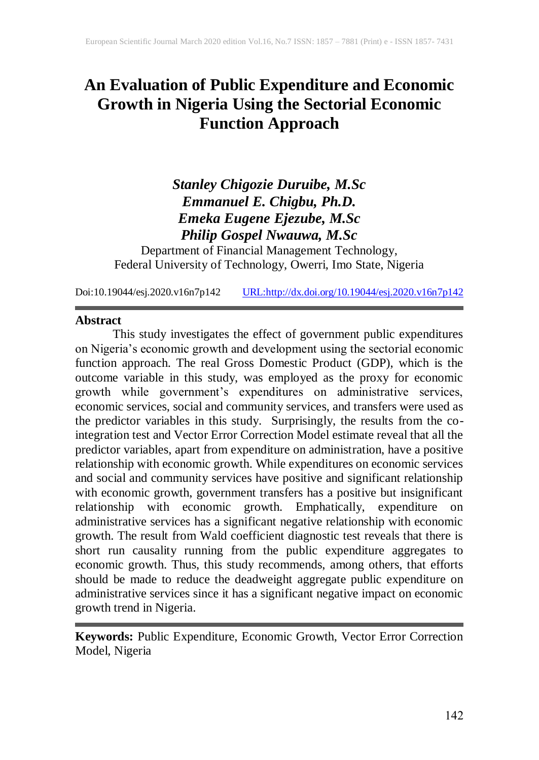# An Evaluation of Public Expenditure and Economic Growth in Nigeria Using the Sectorial Economic Function Approach

***Stanley Chigozie Duruibe, M.Sc***
***Emmanuel E. Chigbu, Ph.D.***
***Emeka Eugene Ejezube, M.Sc***
***Philip Gospel Nwauwa, M.Sc***

Department of Financial Management Technology,
Federal University of Technology, Owerri, Imo State, Nigeria

Doi:10.19044/esj.2020.v16n7p142 URL:http://dx.doi.org/10.19044/esj.2020.v16n7p142

## Abstract

This study investigates the effect of government public expenditures on Nigeria's economic growth and development using the sectorial economic function approach. The real Gross Domestic Product (GDP), which is the outcome variable in this study, was employed as the proxy for economic growth while government's expenditures on administrative services, economic services, social and community services, and transfers were used as the predictor variables in this study. Surprisingly, the results from the co-integration test and Vector Error Correction Model estimate reveal that all the predictor variables, apart from expenditure on administration, have a positive relationship with economic growth. While expenditures on economic services and social and community services have positive and significant relationship with economic growth, government transfers has a positive but insignificant relationship with economic growth. Emphatically, expenditure on administrative services has a significant negative relationship with economic growth. The result from Wald coefficient diagnostic test reveals that there is short run causality running from the public expenditure aggregates to economic growth. Thus, this study recommends, among others, that efforts should be made to reduce the deadweight aggregate public expenditure on administrative services since it has a significant negative impact on economic growth trend in Nigeria.

**Keywords:** Public Expenditure, Economic Growth, Vector Error Correction Model, Nigeria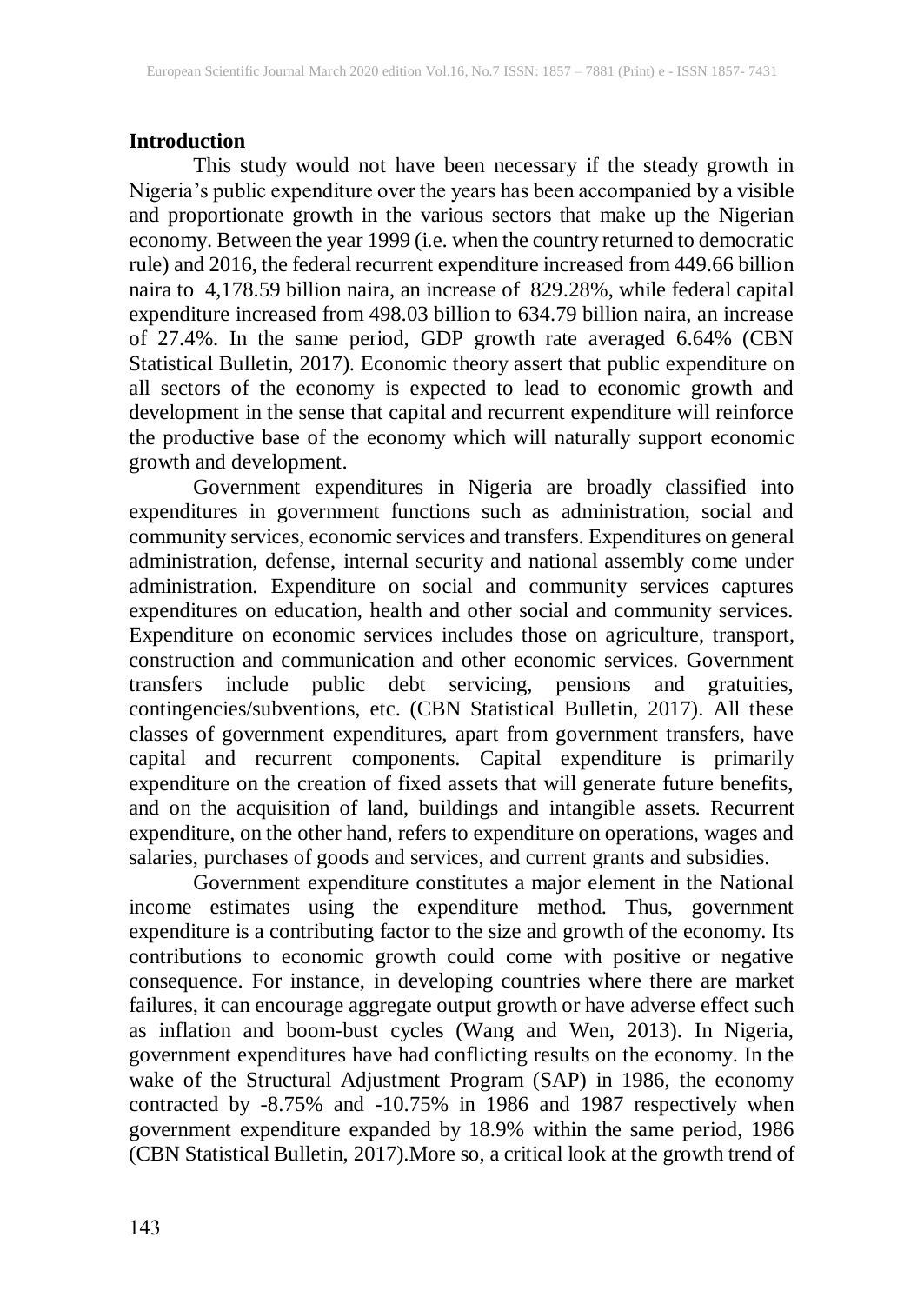## Introduction

This study would not have been necessary if the steady growth in Nigeria's public expenditure over the years has been accompanied by a visible and proportionate growth in the various sectors that make up the Nigerian economy. Between the year 1999 (i.e. when the country returned to democratic rule) and 2016, the federal recurrent expenditure increased from 449.66 billion naira to 4,178.59 billion naira, an increase of 829.28%, while federal capital expenditure increased from 498.03 billion to 634.79 billion naira, an increase of 27.4%. In the same period, GDP growth rate averaged 6.64% (CBN Statistical Bulletin, 2017). Economic theory assert that public expenditure on all sectors of the economy is expected to lead to economic growth and development in the sense that capital and recurrent expenditure will reinforce the productive base of the economy which will naturally support economic growth and development.

Government expenditures in Nigeria are broadly classified into expenditures in government functions such as administration, social and community services, economic services and transfers. Expenditures on general administration, defense, internal security and national assembly come under administration. Expenditure on social and community services captures expenditures on education, health and other social and community services. Expenditure on economic services includes those on agriculture, transport, construction and communication and other economic services. Government transfers include public debt servicing, pensions and gratuities, contingencies/subventions, etc. (CBN Statistical Bulletin, 2017). All these classes of government expenditures, apart from government transfers, have capital and recurrent components. Capital expenditure is primarily expenditure on the creation of fixed assets that will generate future benefits, and on the acquisition of land, buildings and intangible assets. Recurrent expenditure, on the other hand, refers to expenditure on operations, wages and salaries, purchases of goods and services, and current grants and subsidies.

Government expenditure constitutes a major element in the National income estimates using the expenditure method. Thus, government expenditure is a contributing factor to the size and growth of the economy. Its contributions to economic growth could come with positive or negative consequence. For instance, in developing countries where there are market failures, it can encourage aggregate output growth or have adverse effect such as inflation and boom-bust cycles (Wang and Wen, 2013). In Nigeria, government expenditures have had conflicting results on the economy. In the wake of the Structural Adjustment Program (SAP) in 1986, the economy contracted by -8.75% and -10.75% in 1986 and 1987 respectively when government expenditure expanded by 18.9% within the same period, 1986 (CBN Statistical Bulletin, 2017).More so, a critical look at the growth trend of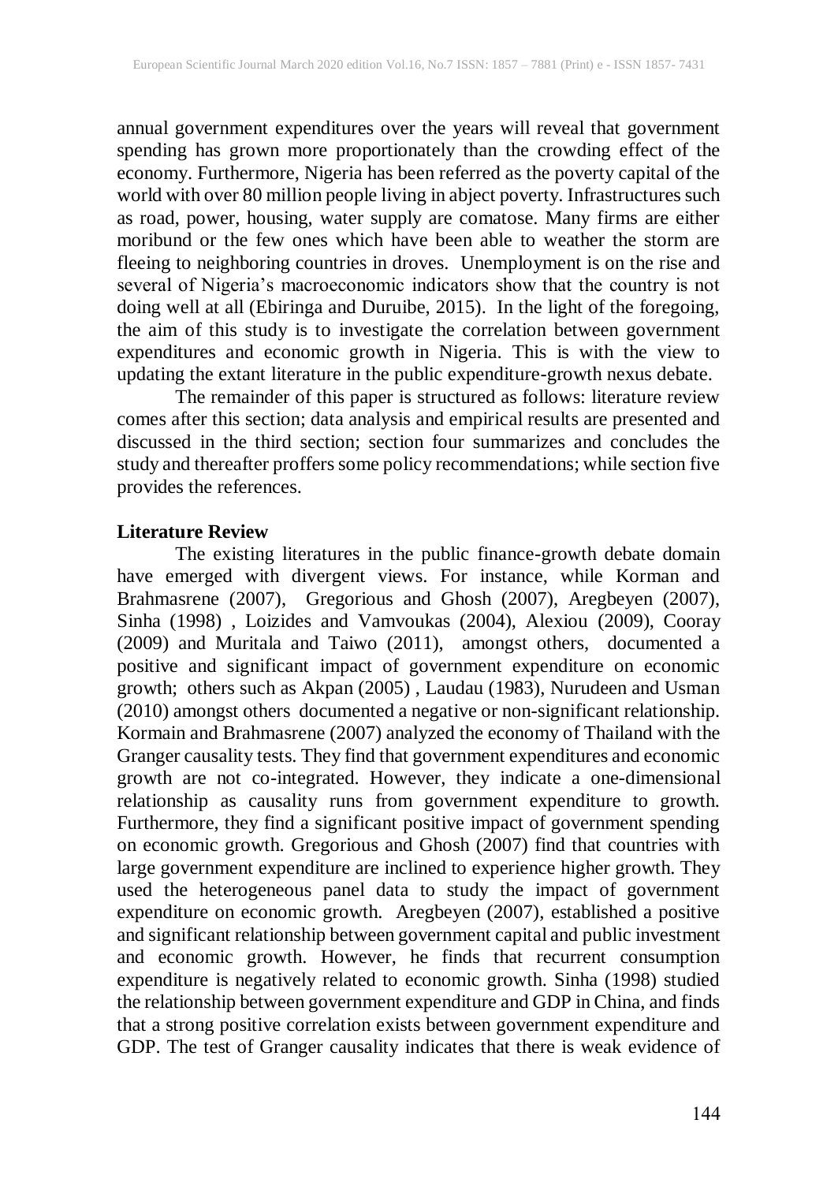annual government expenditures over the years will reveal that government spending has grown more proportionately than the crowding effect of the economy. Furthermore, Nigeria has been referred as the poverty capital of the world with over 80 million people living in abject poverty. Infrastructures such as road, power, housing, water supply are comatose. Many firms are either moribund or the few ones which have been able to weather the storm are fleeing to neighboring countries in droves. Unemployment is on the rise and several of Nigeria's macroeconomic indicators show that the country is not doing well at all (Ebiringa and Duruibe, 2015). In the light of the foregoing, the aim of this study is to investigate the correlation between government expenditures and economic growth in Nigeria. This is with the view to updating the extant literature in the public expenditure-growth nexus debate.

The remainder of this paper is structured as follows: literature review comes after this section; data analysis and empirical results are presented and discussed in the third section; section four summarizes and concludes the study and thereafter proffers some policy recommendations; while section five provides the references.

## Literature Review

The existing literatures in the public finance-growth debate domain have emerged with divergent views. For instance, while Korman and Brahmasrene (2007), Gregorious and Ghosh (2007), Aregbeyen (2007), Sinha (1998) , Loizides and Vamvoukas (2004), Alexiou (2009), Cooray (2009) and Muritala and Taiwo (2011), amongst others, documented a positive and significant impact of government expenditure on economic growth; others such as Akpan (2005) , Laudau (1983), Nurudeen and Usman (2010) amongst others documented a negative or non-significant relationship. Kormain and Brahmasrene (2007) analyzed the economy of Thailand with the Granger causality tests. They find that government expenditures and economic growth are not co-integrated. However, they indicate a one-dimensional relationship as causality runs from government expenditure to growth. Furthermore, they find a significant positive impact of government spending on economic growth. Gregorious and Ghosh (2007) find that countries with large government expenditure are inclined to experience higher growth. They used the heterogeneous panel data to study the impact of government expenditure on economic growth. Aregbeyen (2007), established a positive and significant relationship between government capital and public investment and economic growth. However, he finds that recurrent consumption expenditure is negatively related to economic growth. Sinha (1998) studied the relationship between government expenditure and GDP in China, and finds that a strong positive correlation exists between government expenditure and GDP. The test of Granger causality indicates that there is weak evidence of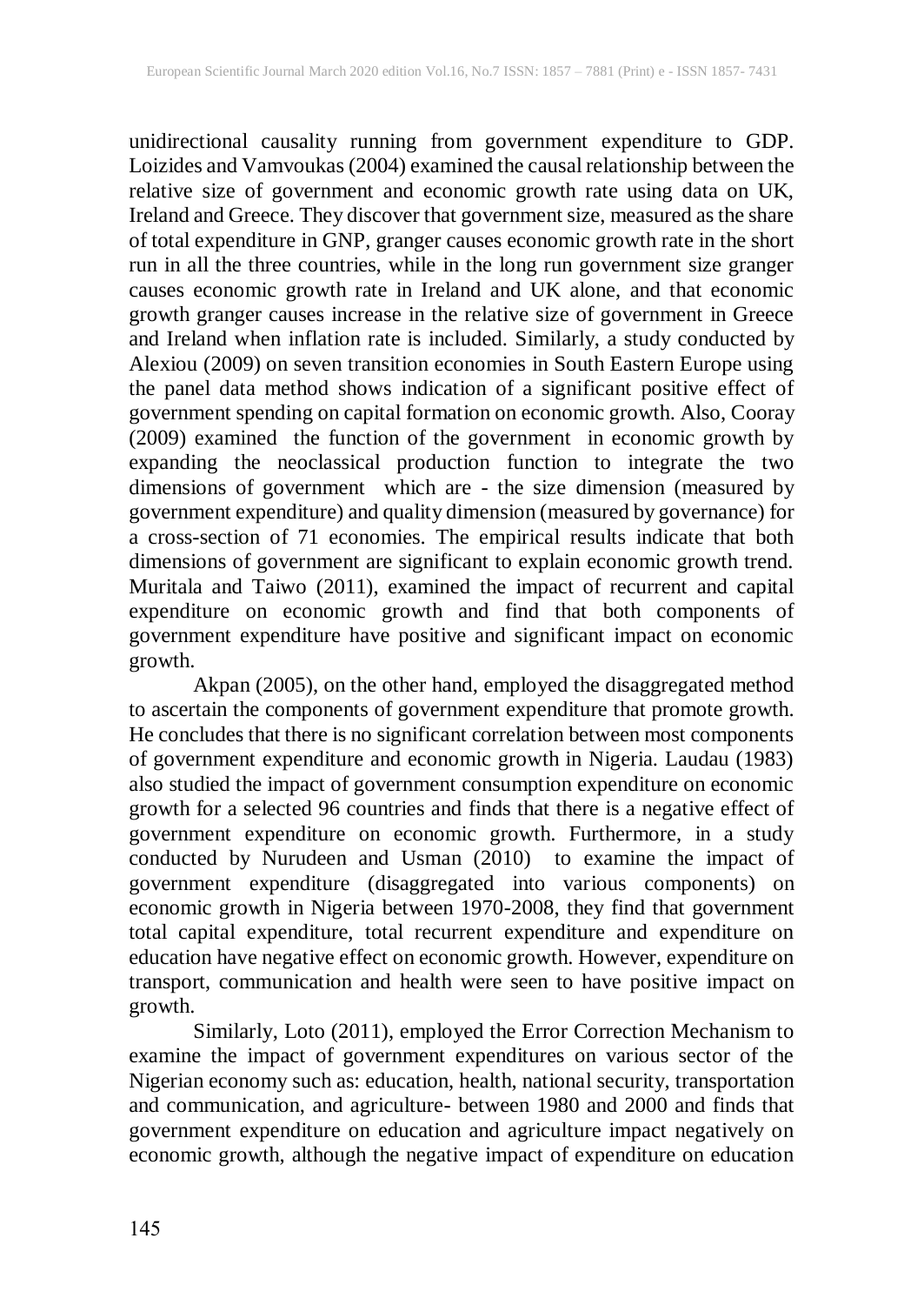unidirectional causality running from government expenditure to GDP. Loizides and Vamvoukas (2004) examined the causal relationship between the relative size of government and economic growth rate using data on UK, Ireland and Greece. They discover that government size, measured as the share of total expenditure in GNP, granger causes economic growth rate in the short run in all the three countries, while in the long run government size granger causes economic growth rate in Ireland and UK alone, and that economic growth granger causes increase in the relative size of government in Greece and Ireland when inflation rate is included. Similarly, a study conducted by Alexiou (2009) on seven transition economies in South Eastern Europe using the panel data method shows indication of a significant positive effect of government spending on capital formation on economic growth. Also, Cooray (2009) examined the function of the government in economic growth by expanding the neoclassical production function to integrate the two dimensions of government which are - the size dimension (measured by government expenditure) and quality dimension (measured by governance) for a cross-section of 71 economies. The empirical results indicate that both dimensions of government are significant to explain economic growth trend. Muritala and Taiwo (2011), examined the impact of recurrent and capital expenditure on economic growth and find that both components of government expenditure have positive and significant impact on economic growth.

Akpan (2005), on the other hand, employed the disaggregated method to ascertain the components of government expenditure that promote growth. He concludes that there is no significant correlation between most components of government expenditure and economic growth in Nigeria. Laudau (1983) also studied the impact of government consumption expenditure on economic growth for a selected 96 countries and finds that there is a negative effect of government expenditure on economic growth. Furthermore, in a study conducted by Nurudeen and Usman (2010) to examine the impact of government expenditure (disaggregated into various components) on economic growth in Nigeria between 1970-2008, they find that government total capital expenditure, total recurrent expenditure and expenditure on education have negative effect on economic growth. However, expenditure on transport, communication and health were seen to have positive impact on growth.

Similarly, Loto (2011), employed the Error Correction Mechanism to examine the impact of government expenditures on various sector of the Nigerian economy such as: education, health, national security, transportation and communication, and agriculture- between 1980 and 2000 and finds that government expenditure on education and agriculture impact negatively on economic growth, although the negative impact of expenditure on education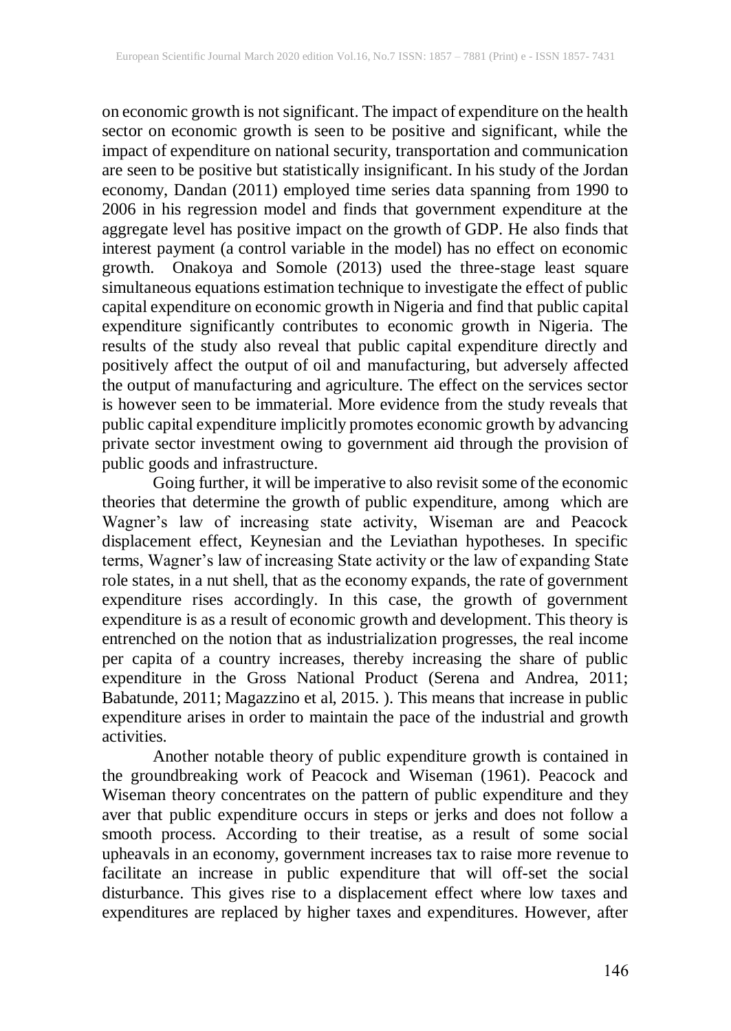on economic growth is not significant. The impact of expenditure on the health sector on economic growth is seen to be positive and significant, while the impact of expenditure on national security, transportation and communication are seen to be positive but statistically insignificant. In his study of the Jordan economy, Dandan (2011) employed time series data spanning from 1990 to 2006 in his regression model and finds that government expenditure at the aggregate level has positive impact on the growth of GDP. He also finds that interest payment (a control variable in the model) has no effect on economic growth. Onakoya and Somole (2013) used the three-stage least square simultaneous equations estimation technique to investigate the effect of public capital expenditure on economic growth in Nigeria and find that public capital expenditure significantly contributes to economic growth in Nigeria. The results of the study also reveal that public capital expenditure directly and positively affect the output of oil and manufacturing, but adversely affected the output of manufacturing and agriculture. The effect on the services sector is however seen to be immaterial. More evidence from the study reveals that public capital expenditure implicitly promotes economic growth by advancing private sector investment owing to government aid through the provision of public goods and infrastructure.

Going further, it will be imperative to also revisit some of the economic theories that determine the growth of public expenditure, among which are Wagner's law of increasing state activity, Wiseman are and Peacock displacement effect, Keynesian and the Leviathan hypotheses. In specific terms, Wagner's law of increasing State activity or the law of expanding State role states, in a nut shell, that as the economy expands, the rate of government expenditure rises accordingly. In this case, the growth of government expenditure is as a result of economic growth and development. This theory is entrenched on the notion that as industrialization progresses, the real income per capita of a country increases, thereby increasing the share of public expenditure in the Gross National Product (Serena and Andrea, 2011; Babatunde, 2011; Magazzino et al, 2015. ). This means that increase in public expenditure arises in order to maintain the pace of the industrial and growth activities.

Another notable theory of public expenditure growth is contained in the groundbreaking work of Peacock and Wiseman (1961). Peacock and Wiseman theory concentrates on the pattern of public expenditure and they aver that public expenditure occurs in steps or jerks and does not follow a smooth process. According to their treatise, as a result of some social upheavals in an economy, government increases tax to raise more revenue to facilitate an increase in public expenditure that will off-set the social disturbance. This gives rise to a displacement effect where low taxes and expenditures are replaced by higher taxes and expenditures. However, after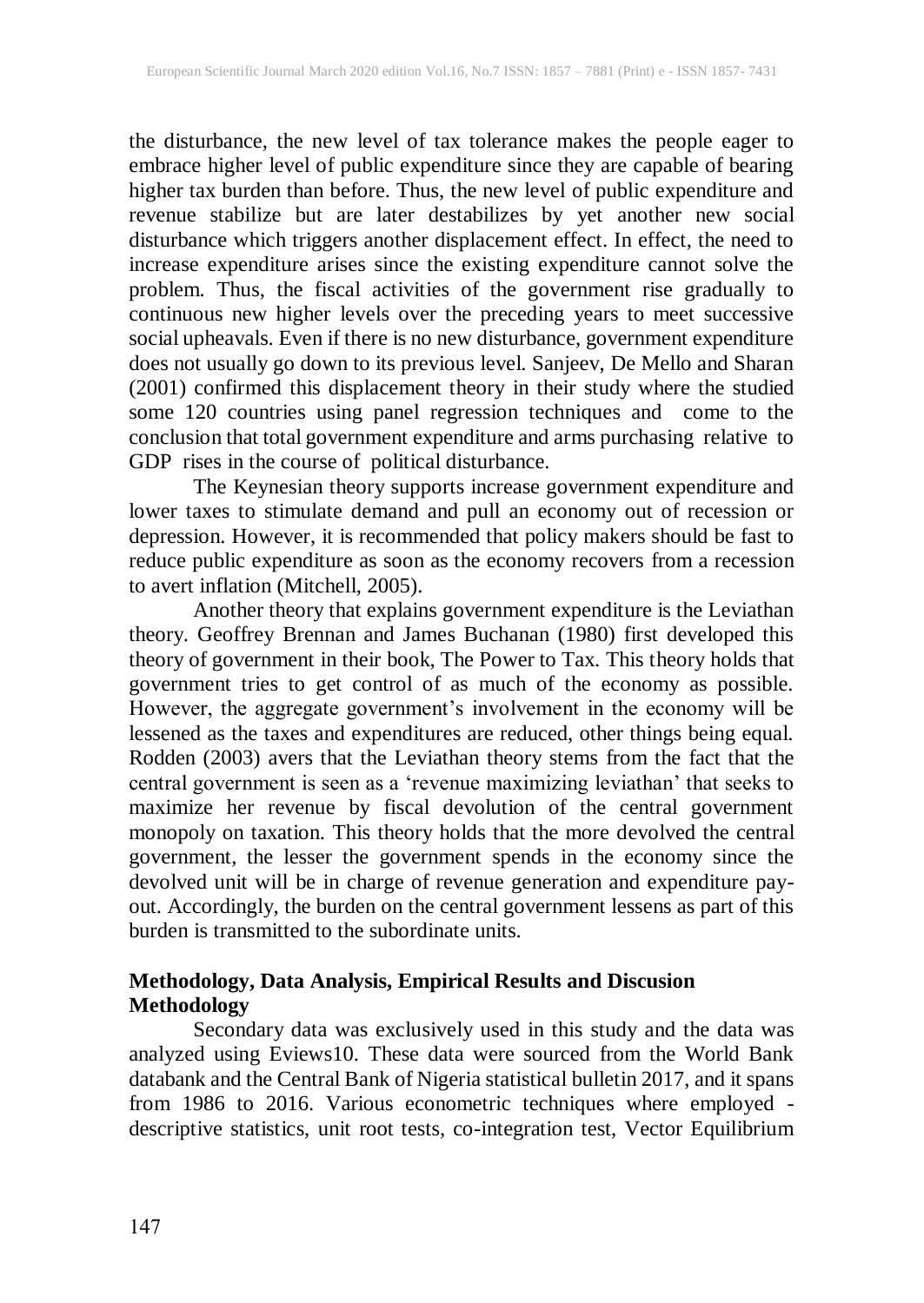the disturbance, the new level of tax tolerance makes the people eager to embrace higher level of public expenditure since they are capable of bearing higher tax burden than before. Thus, the new level of public expenditure and revenue stabilize but are later destabilizes by yet another new social disturbance which triggers another displacement effect. In effect, the need to increase expenditure arises since the existing expenditure cannot solve the problem. Thus, the fiscal activities of the government rise gradually to continuous new higher levels over the preceding years to meet successive social upheavals. Even if there is no new disturbance, government expenditure does not usually go down to its previous level. Sanjeev, De Mello and Sharan (2001) confirmed this displacement theory in their study where the studied some 120 countries using panel regression techniques and come to the conclusion that total government expenditure and arms purchasing relative to GDP rises in the course of political disturbance.

The Keynesian theory supports increase government expenditure and lower taxes to stimulate demand and pull an economy out of recession or depression. However, it is recommended that policy makers should be fast to reduce public expenditure as soon as the economy recovers from a recession to avert inflation (Mitchell, 2005).

Another theory that explains government expenditure is the Leviathan theory. Geoffrey Brennan and James Buchanan (1980) first developed this theory of government in their book, The Power to Tax. This theory holds that government tries to get control of as much of the economy as possible. However, the aggregate government's involvement in the economy will be lessened as the taxes and expenditures are reduced, other things being equal. Rodden (2003) avers that the Leviathan theory stems from the fact that the central government is seen as a 'revenue maximizing leviathan' that seeks to maximize her revenue by fiscal devolution of the central government monopoly on taxation. This theory holds that the more devolved the central government, the lesser the government spends in the economy since the devolved unit will be in charge of revenue generation and expenditure pay-out. Accordingly, the burden on the central government lessens as part of this burden is transmitted to the subordinate units.

## Methodology, Data Analysis, Empirical Results and Discusion

### Methodology

Secondary data was exclusively used in this study and the data was analyzed using Eviews10. These data were sourced from the World Bank databank and the Central Bank of Nigeria statistical bulletin 2017, and it spans from 1986 to 2016. Various econometric techniques where employed - descriptive statistics, unit root tests, co-integration test, Vector Equilibrium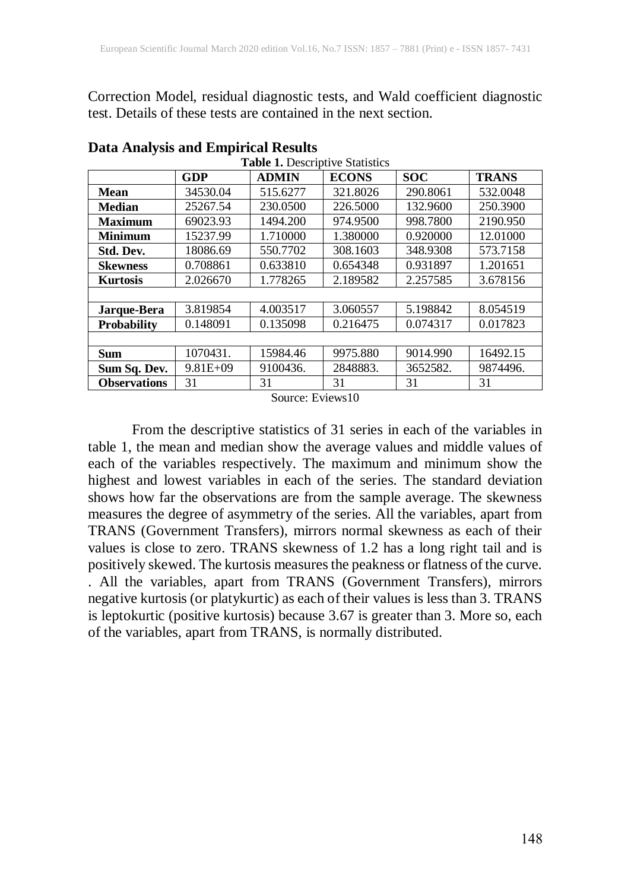Correction Model, residual diagnostic tests, and Wald coefficient diagnostic test. Details of these tests are contained in the next section.

## Data Analysis and Empirical Results

**Table 1.** Descriptive Statistics

| | GDP | ADMIN | ECONS | SOC | TRANS |
|---|---|---|---|---|---|
| **Mean** | 34530.04 | 515.6277 | 321.8026 | 290.8061 | 532.0048 |
| **Median** | 25267.54 | 230.0500 | 226.5000 | 132.9600 | 250.3900 |
| **Maximum** | 69023.93 | 1494.200 | 974.9500 | 998.7800 | 2190.950 |
| **Minimum** | 15237.99 | 1.710000 | 1.380000 | 0.920000 | 12.01000 |
| **Std. Dev.** | 18086.69 | 550.7702 | 308.1603 | 348.9308 | 573.7158 |
| **Skewness** | 0.708861 | 0.633810 | 0.654348 | 0.931897 | 1.201651 |
| **Kurtosis** | 2.026670 | 1.778265 | 2.189582 | 2.257585 | 3.678156 |
| | | | | | |
| **Jarque-Bera** | 3.819854 | 4.003517 | 3.060557 | 5.198842 | 8.054519 |
| **Probability** | 0.148091 | 0.135098 | 0.216475 | 0.074317 | 0.017823 |
| | | | | | |
| **Sum** | 1070431. | 15984.46 | 9975.880 | 9014.990 | 16492.15 |
| **Sum Sq. Dev.** | 9.81E+09 | 9100436. | 2848883. | 3652582. | 9874496. |
| **Observations** | 31 | 31 | 31 | 31 | 31 |

Source: Eviews10

From the descriptive statistics of 31 series in each of the variables in table 1, the mean and median show the average values and middle values of each of the variables respectively. The maximum and minimum show the highest and lowest variables in each of the series. The standard deviation shows how far the observations are from the sample average. The skewness measures the degree of asymmetry of the series. All the variables, apart from TRANS (Government Transfers), mirrors normal skewness as each of their values is close to zero. TRANS skewness of 1.2 has a long right tail and is positively skewed. The kurtosis measures the peakness or flatness of the curve. . All the variables, apart from TRANS (Government Transfers), mirrors negative kurtosis (or platykurtic) as each of their values is less than 3. TRANS is leptokurtic (positive kurtosis) because 3.67 is greater than 3. More so, each of the variables, apart from TRANS, is normally distributed.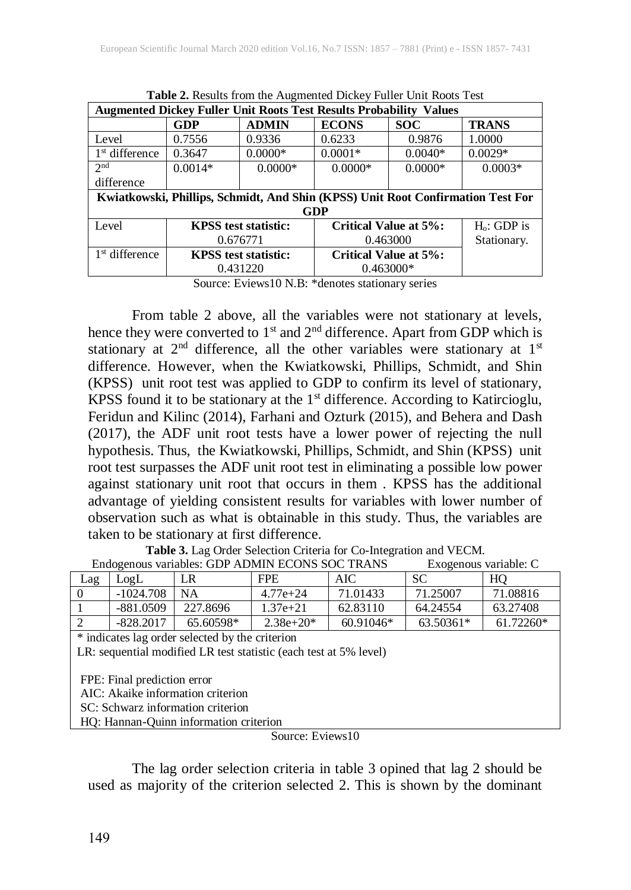**Table 2.** Results from the Augmented Dickey Fuller Unit Roots Test

| **Augmented Dickey Fuller Unit Roots Test Results Probability Values** | | | | | |
|---|---|---|---|---|---|
| | **GDP** | **ADMIN** | **ECONS** | **SOC** | **TRANS** |
| Level | 0.7556 | 0.9336 | 0.6233 | 0.9876 | 1.0000 |
| 1st difference | 0.3647 | 0.0000* | 0.0001* | 0.0040* | 0.0029* |
| 2nd difference | 0.0014* | 0.0000* | 0.0000* | 0.0000* | 0.0003* |
| **Kwiatkowski, Phillips, Schmidt, And Shin (KPSS) Unit Root Confirmation Test For GDP** | | | | | |
| Level | **KPSS test statistic:** 0.676771 | | **Critical Value at 5%:** 0.463000 | | $H_o$: GDP is Stationary. |
| 1st difference | **KPSS test statistic:** 0.431220 | | **Critical Value at 5%:** 0.463000* | | |

Source: Eviews10 N.B: *denotes stationary series

From table 2 above, all the variables were not stationary at levels, hence they were converted to 1st and 2nd difference. Apart from GDP which is stationary at 2nd difference, all the other variables were stationary at 1st difference. However, when the Kwiatkowski, Phillips, Schmidt, and Shin (KPSS) unit root test was applied to GDP to confirm its level of stationary, KPSS found it to be stationary at the 1st difference. According to Katircioglu, Feridun and Kilinc (2014), Farhani and Ozturk (2015), and Behera and Dash (2017), the ADF unit root tests have a lower power of rejecting the null hypothesis. Thus, the Kwiatkowski, Phillips, Schmidt, and Shin (KPSS) unit root test surpasses the ADF unit root test in eliminating a possible low power against stationary unit root that occurs in them . KPSS has the additional advantage of yielding consistent results for variables with lower number of observation such as what is obtainable in this study. Thus, the variables are taken to be stationary at first difference.

**Table 3.** Lag Order Selection Criteria for Co-Integration and VECM.

Endogenous variables: GDP ADMIN ECONS SOC TRANS Exogenous variable: C

| Lag | LogL | LR | FPE | AIC | SC | HQ |
|---|---|---|---|---|---|---|
| 0 | -1024.708 | NA | 4.77e+24 | 71.01433 | 71.25007 | 71.08816 |
| 1 | -881.0509 | 227.8696 | 1.37e+21 | 62.83110 | 64.24554 | 63.27408 |
| 2 | -828.2017 | 65.60598* | 2.38e+20* | 60.91046* | 63.50361* | 61.72260* |

\* indicates lag order selected by the criterion
LR: sequential modified LR test statistic (each test at 5% level)

FPE: Final prediction error
AIC: Akaike information criterion
SC: Schwarz information criterion
HQ: Hannan-Quinn information criterion

Source: Eviews10

The lag order selection criteria in table 3 opined that lag 2 should be used as majority of the criterion selected 2. This is shown by the dominant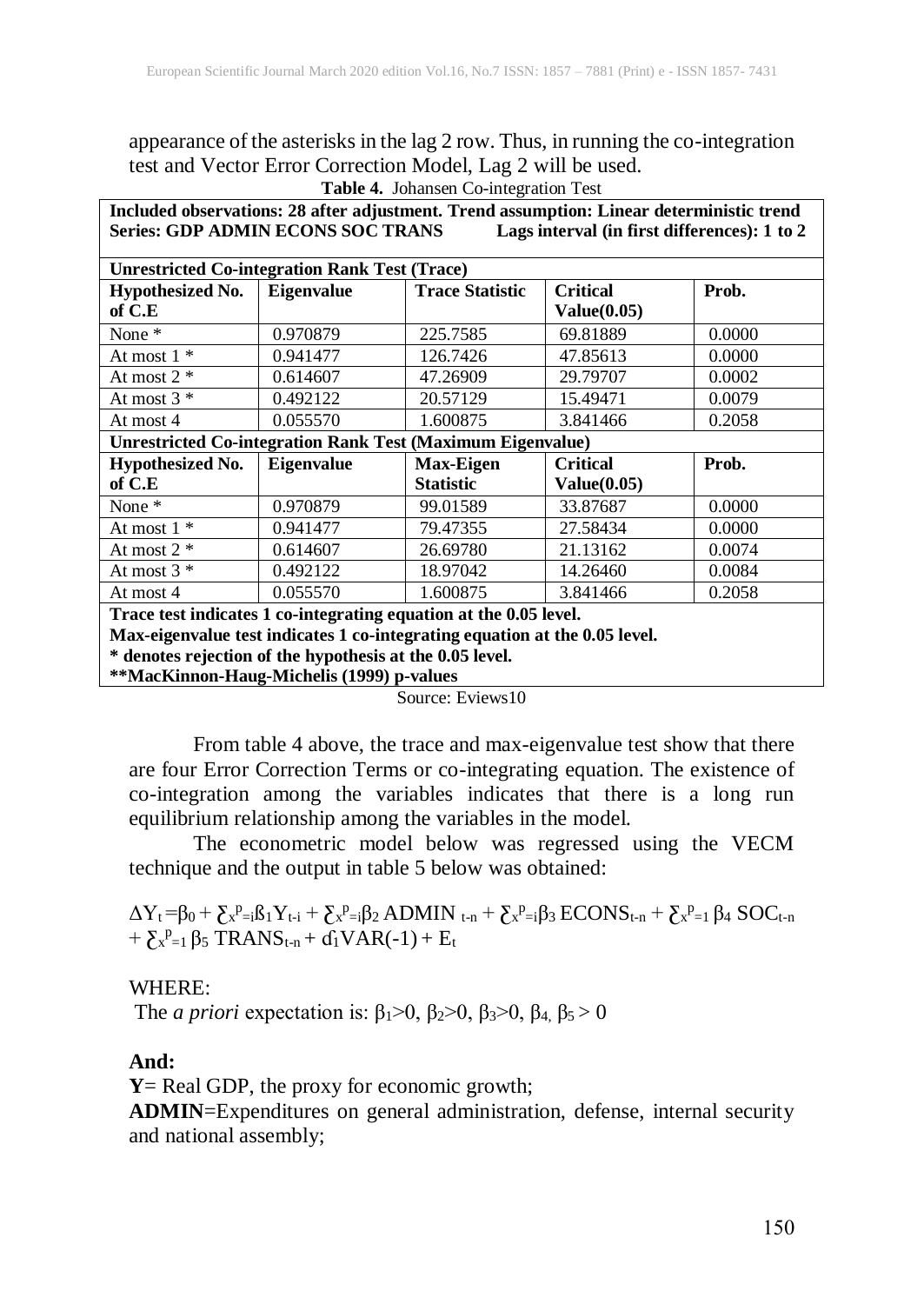appearance of the asterisks in the lag 2 row. Thus, in running the co-integration test and Vector Error Correction Model, Lag 2 will be used.

**Table 4.** Johansen Co-integration Test

| **Included observations: 28 after adjustment. Trend assumption: Linear deterministic trend Series: GDP ADMIN ECONS SOC TRANS Lags interval (in first differences): 1 to 2** | | | | |
|---|---|---|---|---|
| **Unrestricted Co-integration Rank Test (Trace)** | | | | |
| **Hypothesized No. of C.E** | **Eigenvalue** | **Trace Statistic** | **Critical Value(0.05)** | **Prob.** |
| None * | 0.970879 | 225.7585 | 69.81889 | 0.0000 |
| At most 1 * | 0.941477 | 126.7426 | 47.85613 | 0.0000 |
| At most 2 * | 0.614607 | 47.26909 | 29.79707 | 0.0002 |
| At most 3 * | 0.492122 | 20.57129 | 15.49471 | 0.0079 |
| At most 4 | 0.055570 | 1.600875 | 3.841466 | 0.2058 |
| **Unrestricted Co-integration Rank Test (Maximum Eigenvalue)** | | | | |
| **Hypothesized No. of C.E** | **Eigenvalue** | **Max-Eigen Statistic** | **Critical Value(0.05)** | **Prob.** |
| None * | 0.970879 | 99.01589 | 33.87687 | 0.0000 |
| At most 1 * | 0.941477 | 79.47355 | 27.58434 | 0.0000 |
| At most 2 * | 0.614607 | 26.69780 | 21.13162 | 0.0074 |
| At most 3 * | 0.492122 | 18.97042 | 14.26460 | 0.0084 |
| At most 4 | 0.055570 | 1.600875 | 3.841466 | 0.2058 |
| **Trace test indicates 1 co-integrating equation at the 0.05 level. Max-eigenvalue test indicates 1 co-integrating equation at the 0.05 level. * denotes rejection of the hypothesis at the 0.05 level. **MacKinnon-Haug-Michelis (1999) p-values** | | | | |

Source: Eviews10

From table 4 above, the trace and max-eigenvalue test show that there are four Error Correction Terms or co-integrating equation. The existence of co-integration among the variables indicates that there is a long run equilibrium relationship among the variables in the model.

The econometric model below was regressed using the VECM technique and the output in table 5 below was obtained:

$$\Delta Y_t = \beta_0 + \sum_{x}^{p}{}_{=i}\beta_1 Y_{t-i} + \sum_{x}^{p}{}_{=i}\beta_2 \, ADMIN_{t-n} + \sum_{x}^{p}{}_{=i}\beta_3 \, ECONS_{t-n} + \sum_{x}^{p}{}_{=1} \beta_4 \, SOC_{t-n} + \sum_{x}^{p}{}_{=1} \beta_5 \, TRANS_{t-n} + d_1 VAR(-1) + E_t$$

WHERE:

The *a priori* expectation is: $\beta_1>0$, $\beta_2>0$, $\beta_3>0$, $\beta_4$, $\beta_5 > 0$

**And:**

**Y**= Real GDP, the proxy for economic growth;

**ADMIN**=Expenditures on general administration, defense, internal security and national assembly;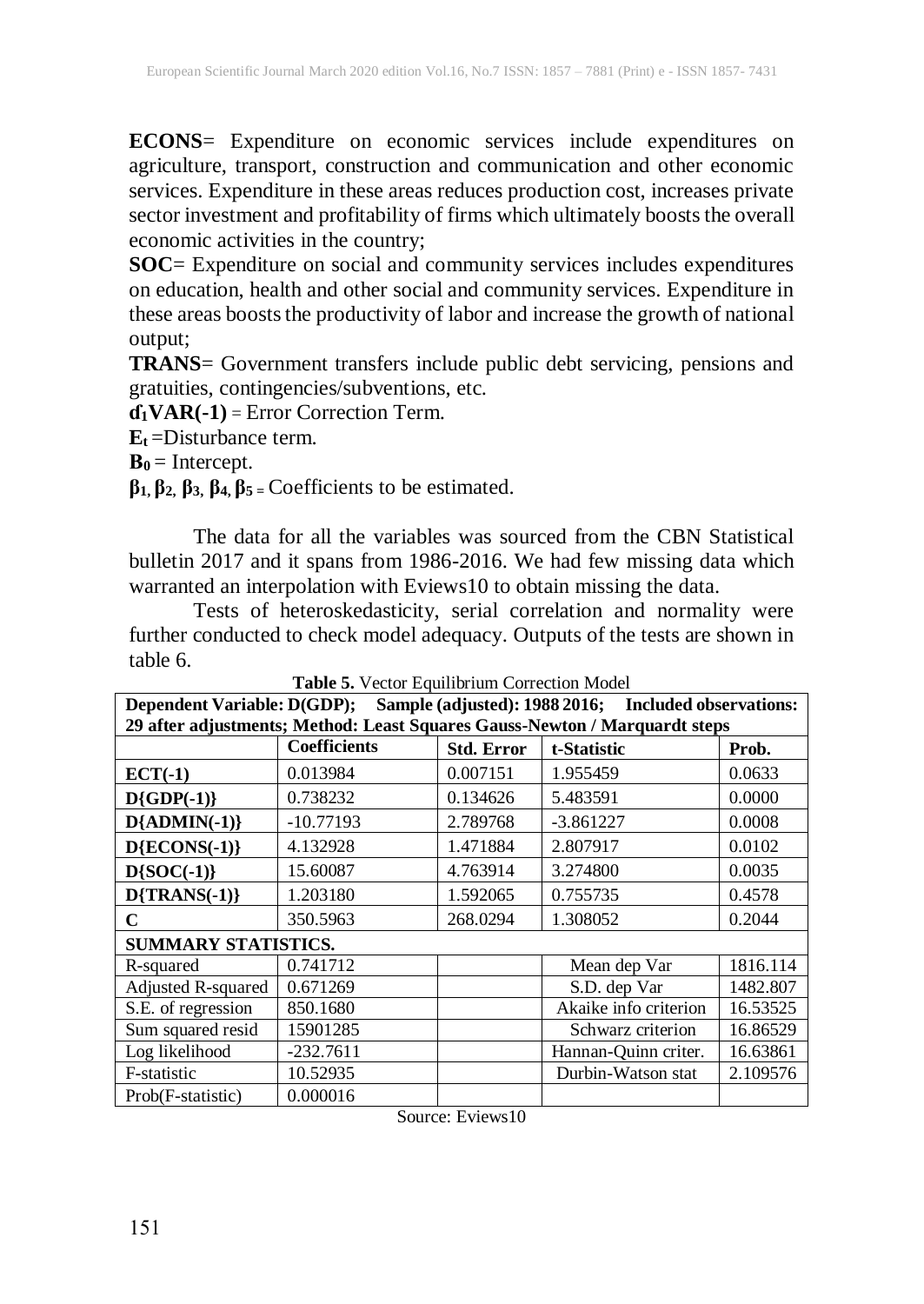**ECONS**= Expenditure on economic services include expenditures on agriculture, transport, construction and communication and other economic services. Expenditure in these areas reduces production cost, increases private sector investment and profitability of firms which ultimately boosts the overall economic activities in the country;

**SOC**= Expenditure on social and community services includes expenditures on education, health and other social and community services. Expenditure in these areas boosts the productivity of labor and increase the growth of national output;

**TRANS**= Government transfers include public debt servicing, pensions and gratuities, contingencies/subventions, etc.

**$d_1$VAR(-1)** = Error Correction Term.

**$E_t$** =Disturbance term.

**$B_0$** = Intercept.

**$\beta_1, \beta_2, \beta_3, \beta_4, \beta_5$** = Coefficients to be estimated.

The data for all the variables was sourced from the CBN Statistical bulletin 2017 and it spans from 1986-2016. We had few missing data which warranted an interpolation with Eviews10 to obtain missing the data.

Tests of heteroskedasticity, serial correlation and normality were further conducted to check model adequacy. Outputs of the tests are shown in table 6.

**Table 5.** Vector Equilibrium Correction Model

| **Dependent Variable: D(GDP); Sample (adjusted): 1988 2016; Included observations: 29 after adjustments; Method: Least Squares Gauss-Newton / Marquardt steps** | | | | |
|---|---|---|---|---|
| | **Coefficients** | **Std. Error** | **t-Statistic** | **Prob.** |
| **ECT(-1)** | 0.013984 | 0.007151 | 1.955459 | 0.0633 |
| **D{GDP(-1)}** | 0.738232 | 0.134626 | 5.483591 | 0.0000 |
| **D{ADMIN(-1)}** | -10.77193 | 2.789768 | -3.861227 | 0.0008 |
| **D{ECONS(-1)}** | 4.132928 | 1.471884 | 2.807917 | 0.0102 |
| **D{SOC(-1)}** | 15.60087 | 4.763914 | 3.274800 | 0.0035 |
| **D{TRANS(-1)}** | 1.203180 | 1.592065 | 0.755735 | 0.4578 |
| **C** | 350.5963 | 268.0294 | 1.308052 | 0.2044 |
| **SUMMARY STATISTICS.** | | | | |
| R-squared | 0.741712 | | Mean dep Var | 1816.114 |
| Adjusted R-squared | 0.671269 | | S.D. dep Var | 1482.807 |
| S.E. of regression | 850.1680 | | Akaike info criterion | 16.53525 |
| Sum squared resid | 15901285 | | Schwarz criterion | 16.86529 |
| Log likelihood | -232.7611 | | Hannan-Quinn criter. | 16.63861 |
| F-statistic | 10.52935 | | Durbin-Watson stat | 2.109576 |
| Prob(F-statistic) | 0.000016 | | | |

Source: Eviews10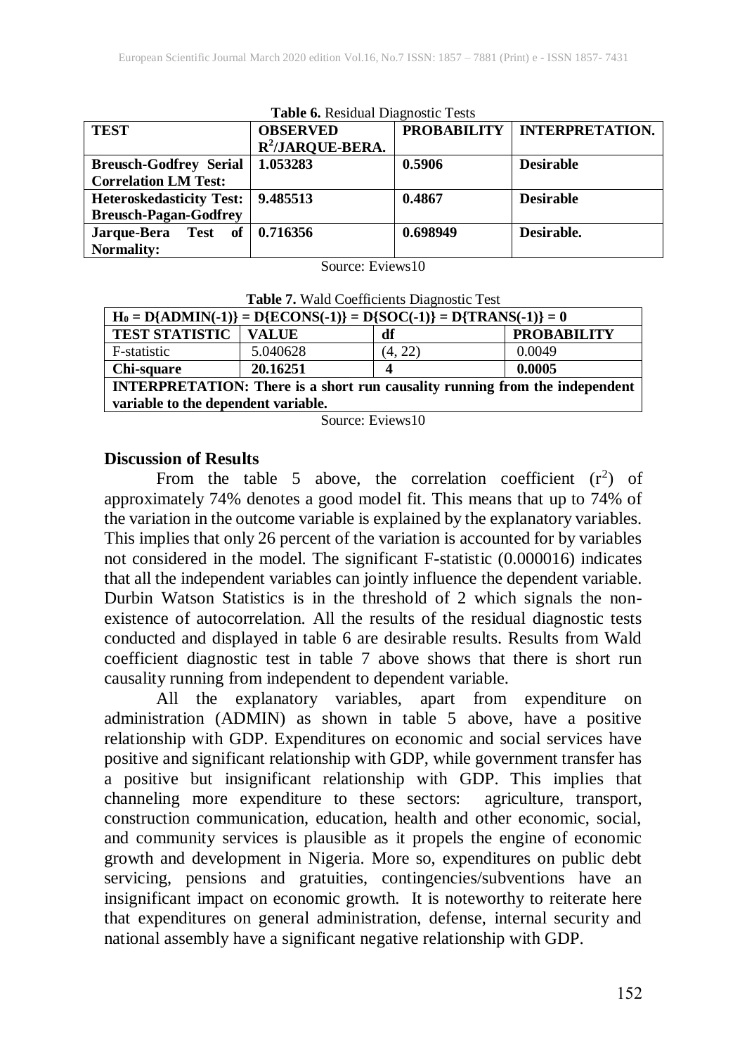**Table 6.** Residual Diagnostic Tests

| TEST | OBSERVED $R^2$/JARQUE-BERA. | PROBABILITY | INTERPRETATION. |
|---|---|---|---|
| **Breusch-Godfrey Serial Correlation LM Test:** | **1.053283** | **0.5906** | **Desirable** |
| **Heteroskedasticity Test: Breusch-Pagan-Godfrey** | **9.485513** | **0.4867** | **Desirable** |
| **Jarque-Bera Test of Normality:** | **0.716356** | **0.698949** | **Desirable.** |

Source: Eviews10

**Table 7.** Wald Coefficients Diagnostic Test

| $H_0 = D\{ADMIN(-1)\} = D\{ECONS(-1)\} = D\{SOC(-1)\} = D\{TRANS(-1)\} = 0$ | | | |
|---|---|---|---|
| **TEST STATISTIC** | **VALUE** | **df** | **PROBABILITY** |
| F-statistic | 5.040628 | (4, 22) | 0.0049 |
| **Chi-square** | **20.16251** | **4** | **0.0005** |
| **INTERPRETATION: There is a short run causality running from the independent variable to the dependent variable.** | | | |

Source: Eviews10

## Discussion of Results

From the table 5 above, the correlation coefficient ($r^2$) of approximately 74% denotes a good model fit. This means that up to 74% of the variation in the outcome variable is explained by the explanatory variables. This implies that only 26 percent of the variation is accounted for by variables not considered in the model. The significant F-statistic (0.000016) indicates that all the independent variables can jointly influence the dependent variable. Durbin Watson Statistics is in the threshold of 2 which signals the non-existence of autocorrelation. All the results of the residual diagnostic tests conducted and displayed in table 6 are desirable results. Results from Wald coefficient diagnostic test in table 7 above shows that there is short run causality running from independent to dependent variable.

All the explanatory variables, apart from expenditure on administration (ADMIN) as shown in table 5 above, have a positive relationship with GDP. Expenditures on economic and social services have positive and significant relationship with GDP, while government transfer has a positive but insignificant relationship with GDP. This implies that channeling more expenditure to these sectors: agriculture, transport, construction communication, education, health and other economic, social, and community services is plausible as it propels the engine of economic growth and development in Nigeria. More so, expenditures on public debt servicing, pensions and gratuities, contingencies/subventions have an insignificant impact on economic growth. It is noteworthy to reiterate here that expenditures on general administration, defense, internal security and national assembly have a significant negative relationship with GDP.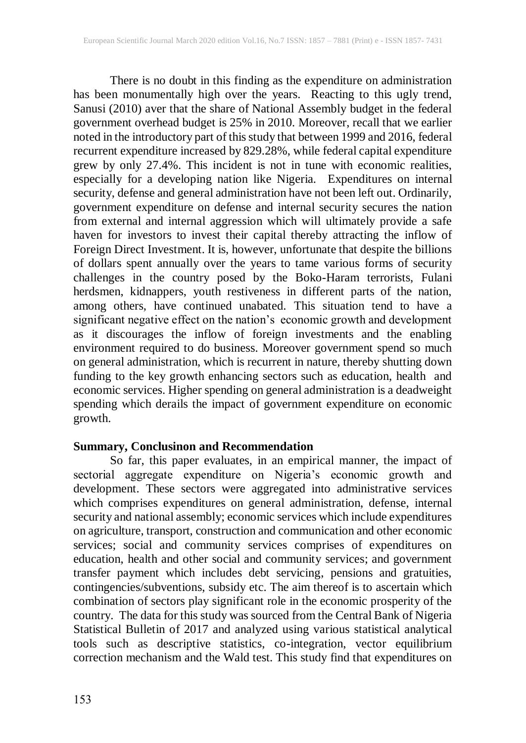There is no doubt in this finding as the expenditure on administration has been monumentally high over the years. Reacting to this ugly trend, Sanusi (2010) aver that the share of National Assembly budget in the federal government overhead budget is 25% in 2010. Moreover, recall that we earlier noted in the introductory part of this study that between 1999 and 2016, federal recurrent expenditure increased by 829.28%, while federal capital expenditure grew by only 27.4%. This incident is not in tune with economic realities, especially for a developing nation like Nigeria. Expenditures on internal security, defense and general administration have not been left out. Ordinarily, government expenditure on defense and internal security secures the nation from external and internal aggression which will ultimately provide a safe haven for investors to invest their capital thereby attracting the inflow of Foreign Direct Investment. It is, however, unfortunate that despite the billions of dollars spent annually over the years to tame various forms of security challenges in the country posed by the Boko-Haram terrorists, Fulani herdsmen, kidnappers, youth restiveness in different parts of the nation, among others, have continued unabated. This situation tend to have a significant negative effect on the nation's economic growth and development as it discourages the inflow of foreign investments and the enabling environment required to do business. Moreover government spend so much on general administration, which is recurrent in nature, thereby shutting down funding to the key growth enhancing sectors such as education, health and economic services. Higher spending on general administration is a deadweight spending which derails the impact of government expenditure on economic growth.

## Summary, Conclusinon and Recommendation

So far, this paper evaluates, in an empirical manner, the impact of sectorial aggregate expenditure on Nigeria's economic growth and development. These sectors were aggregated into administrative services which comprises expenditures on general administration, defense, internal security and national assembly; economic services which include expenditures on agriculture, transport, construction and communication and other economic services; social and community services comprises of expenditures on education, health and other social and community services; and government transfer payment which includes debt servicing, pensions and gratuities, contingencies/subventions, subsidy etc. The aim thereof is to ascertain which combination of sectors play significant role in the economic prosperity of the country. The data for this study was sourced from the Central Bank of Nigeria Statistical Bulletin of 2017 and analyzed using various statistical analytical tools such as descriptive statistics, co-integration, vector equilibrium correction mechanism and the Wald test. This study find that expenditures on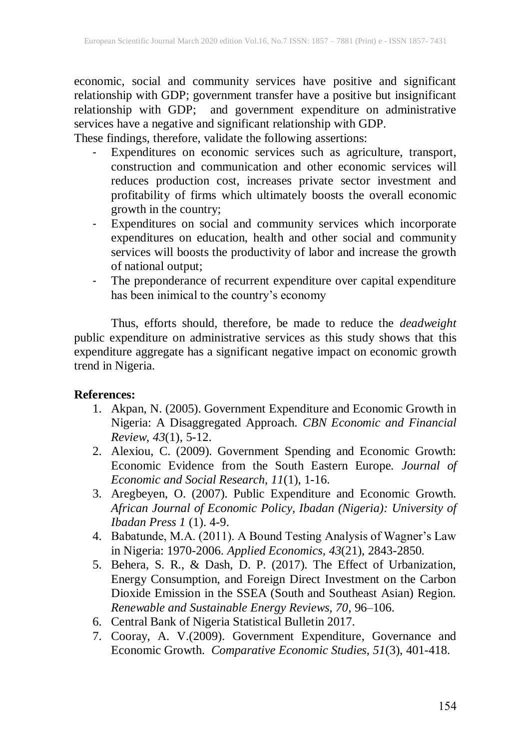economic, social and community services have positive and significant relationship with GDP; government transfer have a positive but insignificant relationship with GDP; and government expenditure on administrative services have a negative and significant relationship with GDP.

These findings, therefore, validate the following assertions:

- Expenditures on economic services such as agriculture, transport, construction and communication and other economic services will reduces production cost, increases private sector investment and profitability of firms which ultimately boosts the overall economic growth in the country;
- Expenditures on social and community services which incorporate expenditures on education, health and other social and community services will boosts the productivity of labor and increase the growth of national output;
- The preponderance of recurrent expenditure over capital expenditure has been inimical to the country's economy

Thus, efforts should, therefore, be made to reduce the *deadweight* public expenditure on administrative services as this study shows that this expenditure aggregate has a significant negative impact on economic growth trend in Nigeria.

**References:**

1. Akpan, N. (2005). Government Expenditure and Economic Growth in Nigeria: A Disaggregated Approach. *CBN Economic and Financial Review*, *43*(1), 5-12.
2. Alexiou, C. (2009). Government Spending and Economic Growth: Economic Evidence from the South Eastern Europe. *Journal of Economic and Social Research, 11*(1), 1-16.
3. Aregbeyen, O. (2007). Public Expenditure and Economic Growth. *African Journal of Economic Policy, Ibadan (Nigeria): University of Ibadan Press 1* (1). 4-9.
4. Babatunde, M.A. (2011). A Bound Testing Analysis of Wagner's Law in Nigeria: 1970-2006. *Applied Economics, 43*(21), 2843-2850.
5. Behera, S. R., & Dash, D. P. (2017). The Effect of Urbanization, Energy Consumption, and Foreign Direct Investment on the Carbon Dioxide Emission in the SSEA (South and Southeast Asian) Region. *Renewable and Sustainable Energy Reviews, 70*, 96–106.
6. Central Bank of Nigeria Statistical Bulletin 2017.
7. Cooray, A. V.(2009). Government Expenditure, Governance and Economic Growth. *Comparative Economic Studies, 51*(3), 401-418.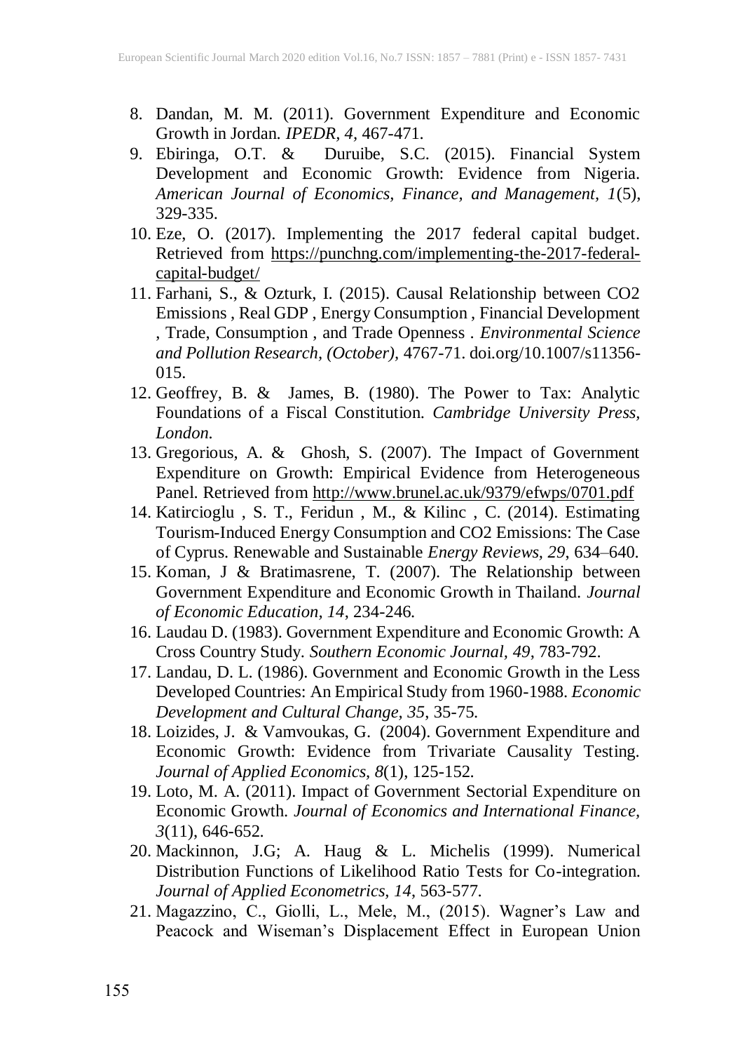8. Dandan, M. M. (2011). Government Expenditure and Economic Growth in Jordan. *IPEDR, 4,* 467-471.
9. Ebiringa, O.T. & Duruibe, S.C. (2015). Financial System Development and Economic Growth: Evidence from Nigeria. *American Journal of Economics, Finance, and Management, 1*(5), 329-335.
10. Eze, O. (2017). Implementing the 2017 federal capital budget. Retrieved from https://punchng.com/implementing-the-2017-federal-capital-budget/
11. Farhani, S., & Ozturk, I. (2015). Causal Relationship between CO2 Emissions , Real GDP , Energy Consumption , Financial Development , Trade, Consumption , and Trade Openness . *Environmental Science and Pollution Research, (October),* 4767-71. doi.org/10.1007/s11356-015.
12. Geoffrey, B. & James, B. (1980). The Power to Tax: Analytic Foundations of a Fiscal Constitution. *Cambridge University Press, London.*
13. Gregorious, A. & Ghosh, S. (2007). The Impact of Government Expenditure on Growth: Empirical Evidence from Heterogeneous Panel. Retrieved from http://www.brunel.ac.uk/9379/efwps/0701.pdf
14. Katircioglu , S. T., Feridun , M., & Kilinc , C. (2014). Estimating Tourism-Induced Energy Consumption and CO2 Emissions: The Case of Cyprus. Renewable and Sustainable *Energy Reviews, 29,* 634–640.
15. Koman, J & Bratimasrene, T. (2007). The Relationship between Government Expenditure and Economic Growth in Thailand. *Journal of Economic Education, 14,* 234-246.
16. Laudau D. (1983). Government Expenditure and Economic Growth: A Cross Country Study. *Southern Economic Journal, 49,* 783-792.
17. Landau, D. L. (1986). Government and Economic Growth in the Less Developed Countries: An Empirical Study from 1960-1988. *Economic Development and Cultural Change, 35,* 35-75.
18. Loizides, J. & Vamvoukas, G. (2004). Government Expenditure and Economic Growth: Evidence from Trivariate Causality Testing. *Journal of Applied Economics, 8*(1), 125-152.
19. Loto, M. A. (2011). Impact of Government Sectorial Expenditure on Economic Growth. *Journal of Economics and International Finance, 3*(11), 646-652.
20. Mackinnon, J.G; A. Haug & L. Michelis (1999). Numerical Distribution Functions of Likelihood Ratio Tests for Co-integration. *Journal of Applied Econometrics, 14,* 563-577.
21. Magazzino, C., Giolli, L., Mele, M., (2015). Wagner's Law and Peacock and Wiseman's Displacement Effect in European Union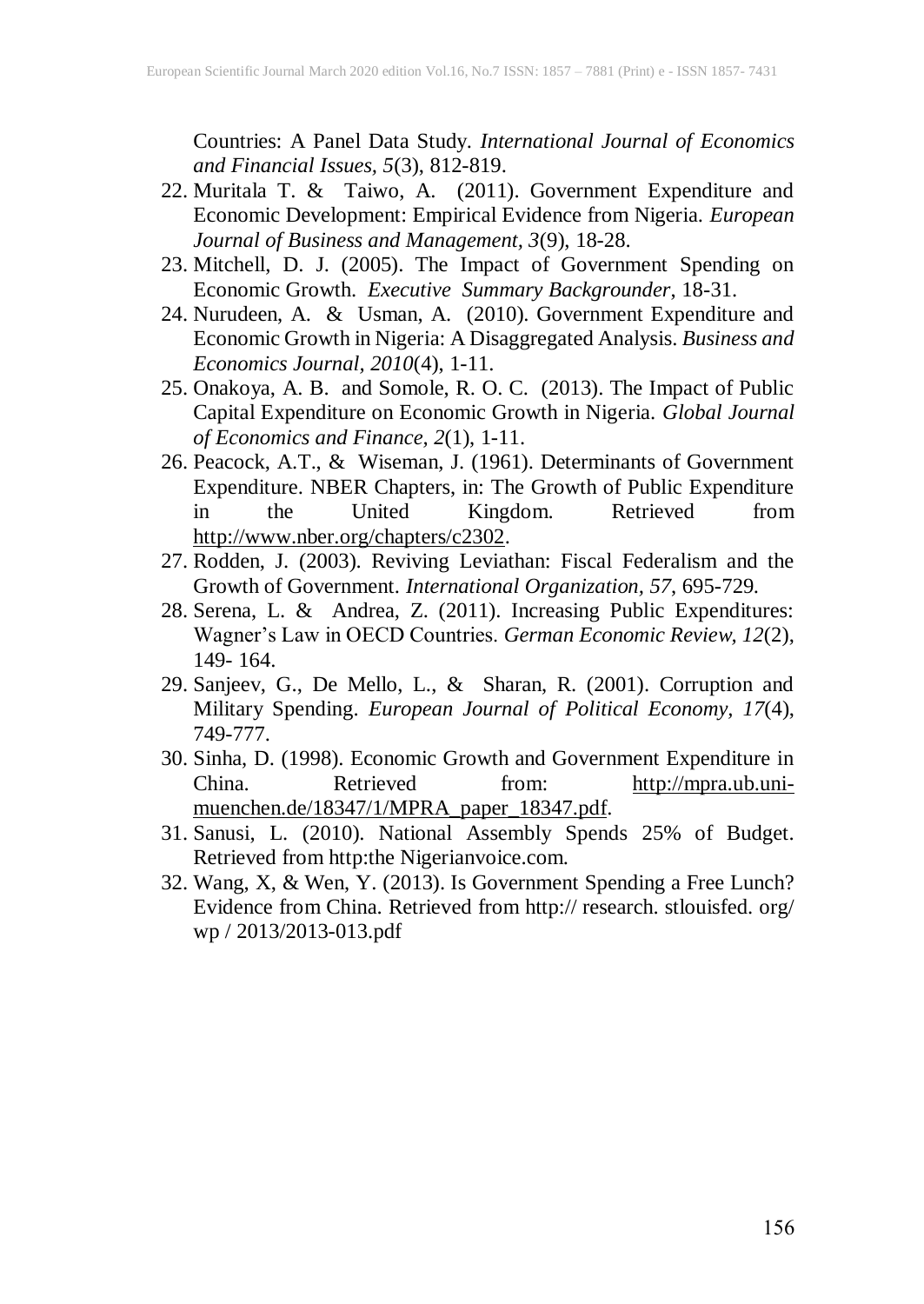Countries: A Panel Data Study. *International Journal of Economics and Financial Issues, 5*(3), 812-819.

22. Muritala T. & Taiwo, A. (2011). Government Expenditure and Economic Development: Empirical Evidence from Nigeria. *European Journal of Business and Management, 3*(9), 18-28.
23. Mitchell, D. J. (2005). The Impact of Government Spending on Economic Growth. *Executive Summary Backgrounder*, 18-31.
24. Nurudeen, A. & Usman, A. (2010). Government Expenditure and Economic Growth in Nigeria: A Disaggregated Analysis. *Business and Economics Journal, 2010*(4), 1-11.
25. Onakoya, A. B. and Somole, R. O. C. (2013). The Impact of Public Capital Expenditure on Economic Growth in Nigeria. *Global Journal of Economics and Finance, 2*(1), 1-11.
26. Peacock, A.T., & Wiseman, J. (1961). Determinants of Government Expenditure. NBER Chapters, in: The Growth of Public Expenditure in the United Kingdom. Retrieved from http://www.nber.org/chapters/c2302.
27. Rodden, J. (2003). Reviving Leviathan: Fiscal Federalism and the Growth of Government. *International Organization, 57*, 695-729.
28. Serena, L. & Andrea, Z. (2011). Increasing Public Expenditures: Wagner's Law in OECD Countries. *German Economic Review, 12*(2), 149- 164.
29. Sanjeev, G., De Mello, L., & Sharan, R. (2001). Corruption and Military Spending. *European Journal of Political Economy, 17*(4), 749-777.
30. Sinha, D. (1998). Economic Growth and Government Expenditure in China. Retrieved from: http://mpra.ub.uni-muenchen.de/18347/1/MPRA_paper_18347.pdf.
31. Sanusi, L. (2010). National Assembly Spends 25% of Budget. Retrieved from http:the Nigerianvoice.com.
32. Wang, X, & Wen, Y. (2013). Is Government Spending a Free Lunch? Evidence from China. Retrieved from http:// research. stlouisfed. org/ wp / 2013/2013-013.pdf